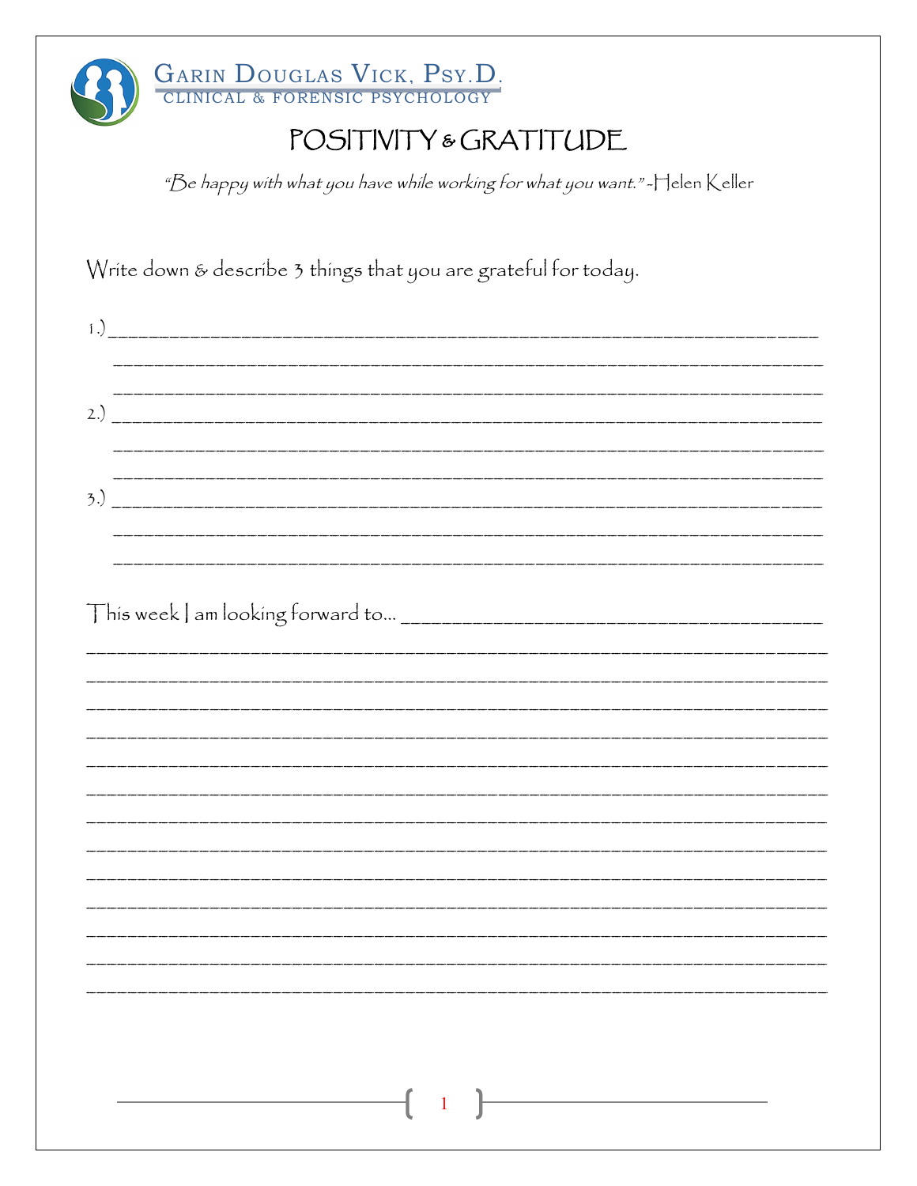GARIN DOUGLAS VICK, PSY.D.
CLINICAL & FORENSIC PSYCHOLOGY

# POSITIVITY & GRATITUDE

*"Be happy with what you have while working for what you want." -Helen Keller*

Write down & describe 3 things that you are grateful for today.

1.) ______________________________________________________________________

______________________________________________________________________

______________________________________________________________________

2.) ______________________________________________________________________

______________________________________________________________________

______________________________________________________________________

3.) ______________________________________________________________________

______________________________________________________________________

______________________________________________________________________

This week I am looking forward to... ________________________________________

______________________________________________________________________

______________________________________________________________________

______________________________________________________________________

______________________________________________________________________

______________________________________________________________________

______________________________________________________________________

______________________________________________________________________

______________________________________________________________________

______________________________________________________________________

______________________________________________________________________

______________________________________________________________________

______________________________________________________________________

______________________________________________________________________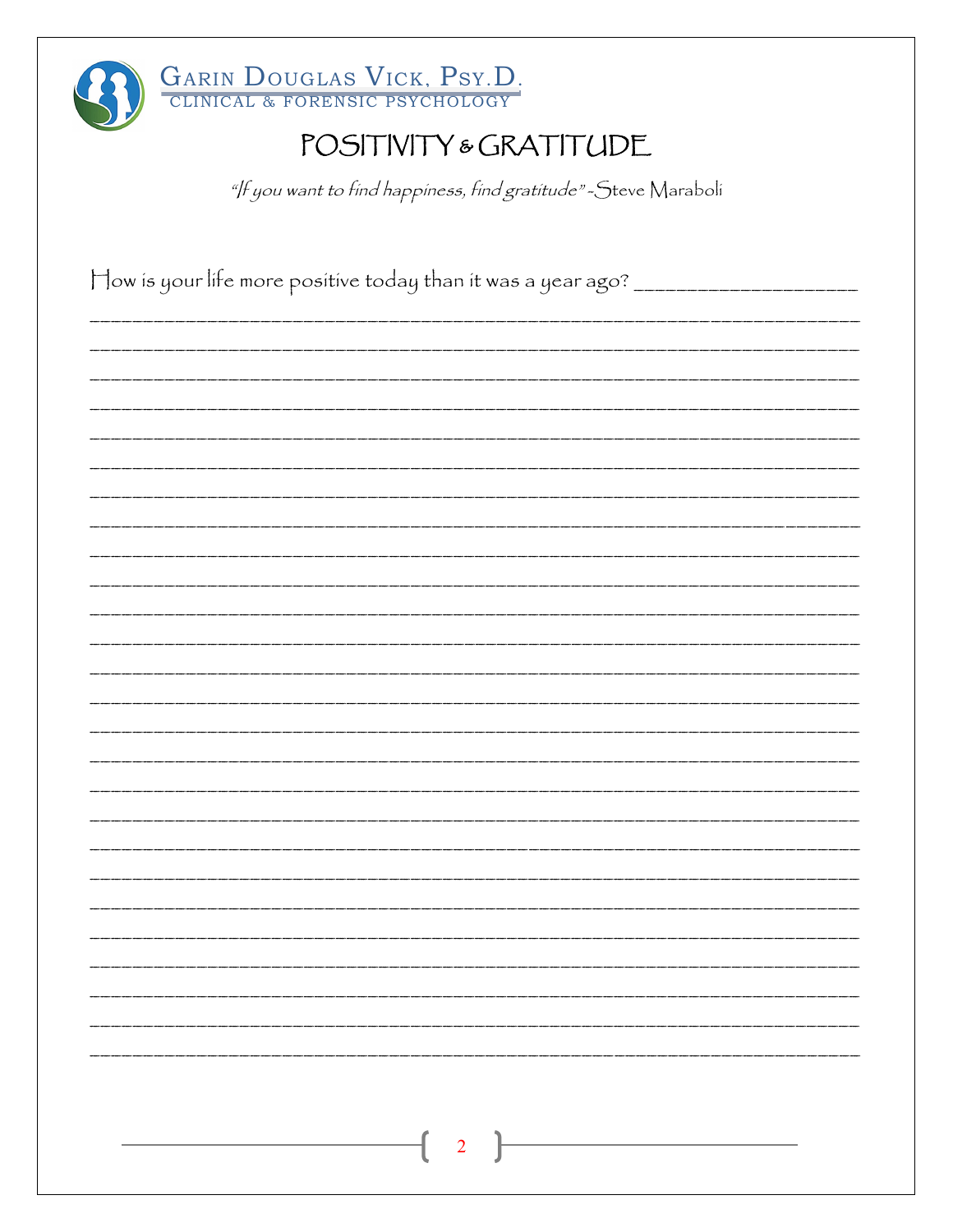# POSITIVITY & GRATITUDE

*"If you want to find happiness, find gratitude" -Steve Maraboli*

How is your life more positive today than it was a year ago? ____________________

____________________________________________________________________________

____________________________________________________________________________

____________________________________________________________________________

____________________________________________________________________________

____________________________________________________________________________

____________________________________________________________________________

____________________________________________________________________________

____________________________________________________________________________

____________________________________________________________________________

____________________________________________________________________________

____________________________________________________________________________

____________________________________________________________________________

____________________________________________________________________________

____________________________________________________________________________

____________________________________________________________________________

____________________________________________________________________________

____________________________________________________________________________

____________________________________________________________________________

____________________________________________________________________________

____________________________________________________________________________

____________________________________________________________________________

____________________________________________________________________________

____________________________________________________________________________

____________________________________________________________________________

____________________________________________________________________________

____________________________________________________________________________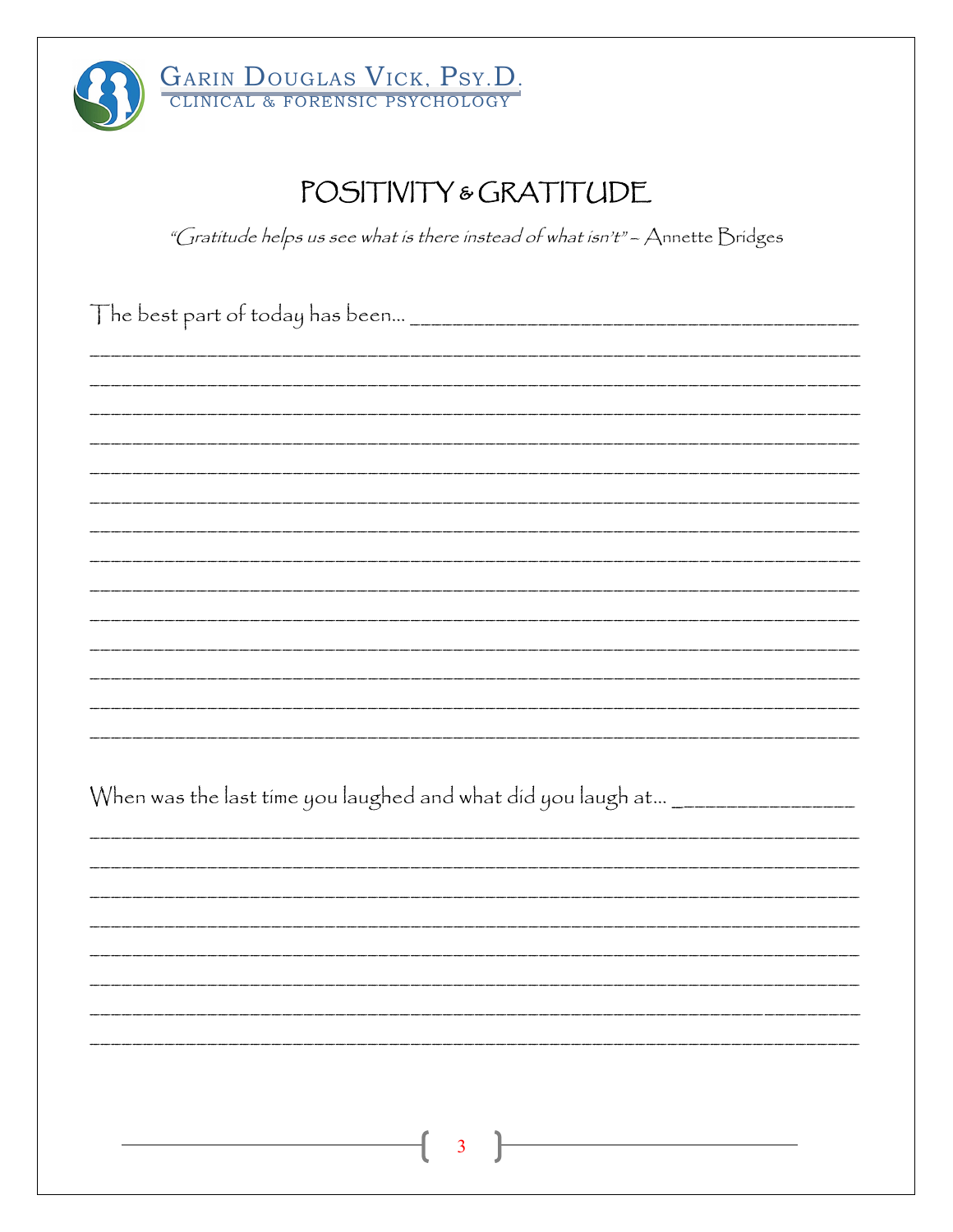# POSITIVITY & GRATITUDE

*"Gratitude helps us see what is there instead of what isn't" – Annette Bridges*

The best part of today has been… ________________________________________

________________________________________________________________________

________________________________________________________________________

________________________________________________________________________

________________________________________________________________________

________________________________________________________________________

________________________________________________________________________

________________________________________________________________________

________________________________________________________________________

________________________________________________________________________

________________________________________________________________________

________________________________________________________________________

________________________________________________________________________

________________________________________________________________________

________________________________________________________________________

When was the last time you laughed and what did you laugh at… ________________

________________________________________________________________________

________________________________________________________________________

________________________________________________________________________

________________________________________________________________________

________________________________________________________________________

________________________________________________________________________

________________________________________________________________________

________________________________________________________________________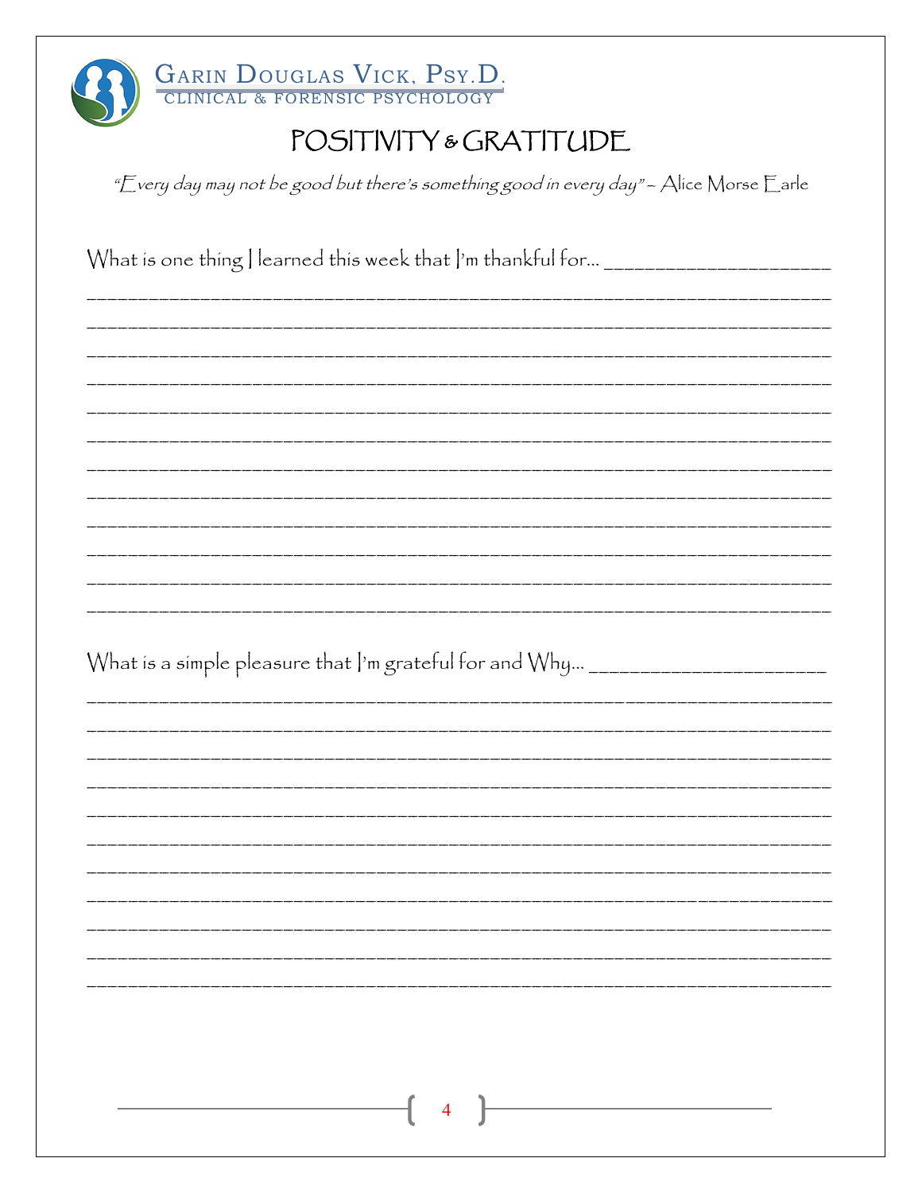Garin Douglas Vick, Psy.D.
Clinical & Forensic Psychology

# POSITIVITY & GRATITUDE

*"Every day may not be good but there's something good in every day"* – Alice Morse Earle

What is one thing I learned this week that I'm thankful for… ____________________

______________________________________________________________________________

______________________________________________________________________________

______________________________________________________________________________

______________________________________________________________________________

______________________________________________________________________________

______________________________________________________________________________

______________________________________________________________________________

______________________________________________________________________________

______________________________________________________________________________

______________________________________________________________________________

______________________________________________________________________________

______________________________________________________________________________

What is a simple pleasure that I'm grateful for and Why… ____________________

______________________________________________________________________________

______________________________________________________________________________

______________________________________________________________________________

______________________________________________________________________________

______________________________________________________________________________

______________________________________________________________________________

______________________________________________________________________________

______________________________________________________________________________

______________________________________________________________________________

______________________________________________________________________________

______________________________________________________________________________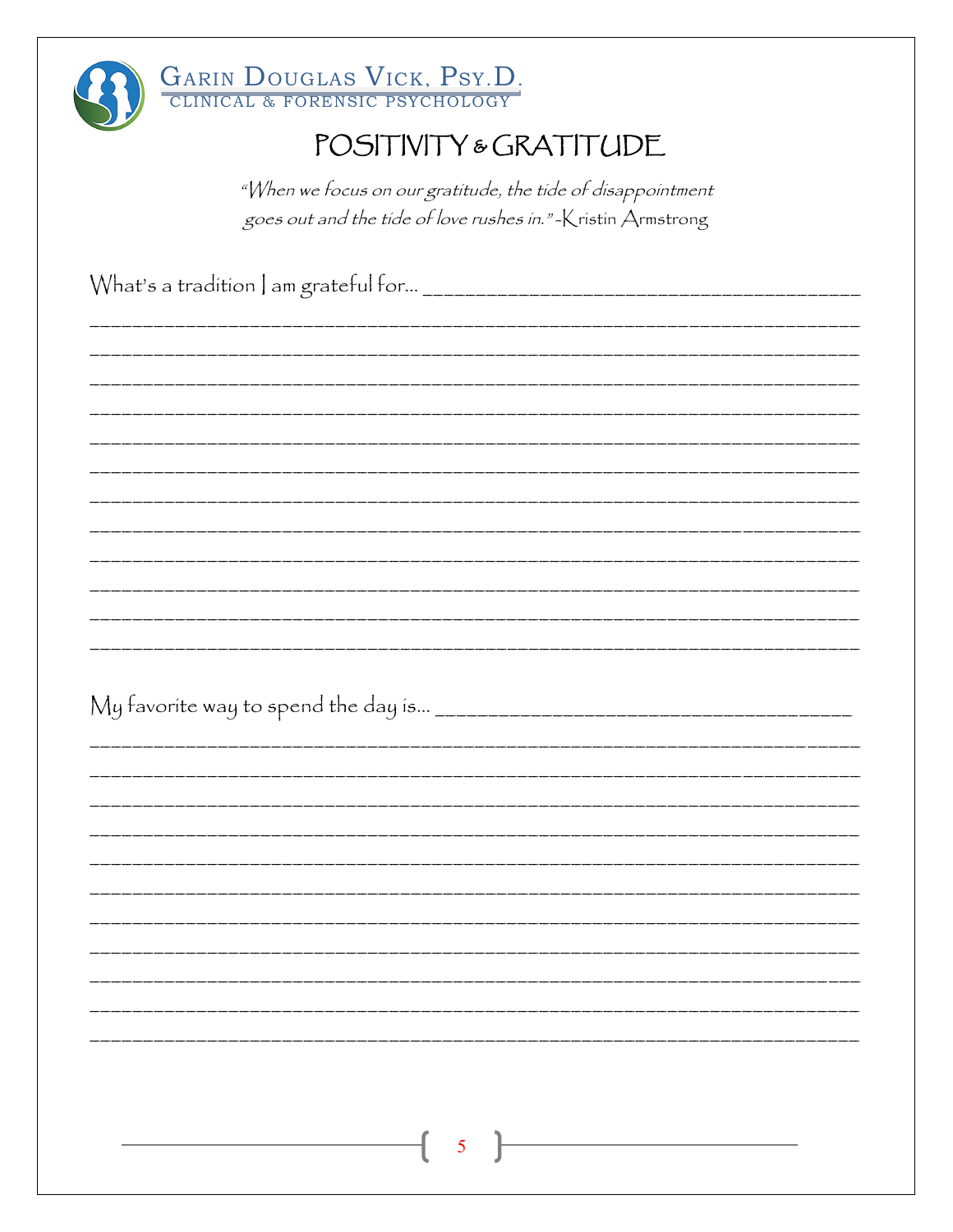GARIN DOUGLAS VICK, PSY.D.
CLINICAL & FORENSIC PSYCHOLOGY

# POSITIVITY & GRATITUDE

*"When we focus on our gratitude, the tide of disappointment goes out and the tide of love rushes in."* -Kristin Armstrong

What's a tradition I am grateful for... ____________________________________

_____________________________________________________________________

_____________________________________________________________________

_____________________________________________________________________

_____________________________________________________________________

_____________________________________________________________________

_____________________________________________________________________

_____________________________________________________________________

_____________________________________________________________________

_____________________________________________________________________

_____________________________________________________________________

_____________________________________________________________________

_____________________________________________________________________

My favorite way to spend the day is... _________________________________

_____________________________________________________________________

_____________________________________________________________________

_____________________________________________________________________

_____________________________________________________________________

_____________________________________________________________________

_____________________________________________________________________

_____________________________________________________________________

_____________________________________________________________________

_____________________________________________________________________

_____________________________________________________________________

_____________________________________________________________________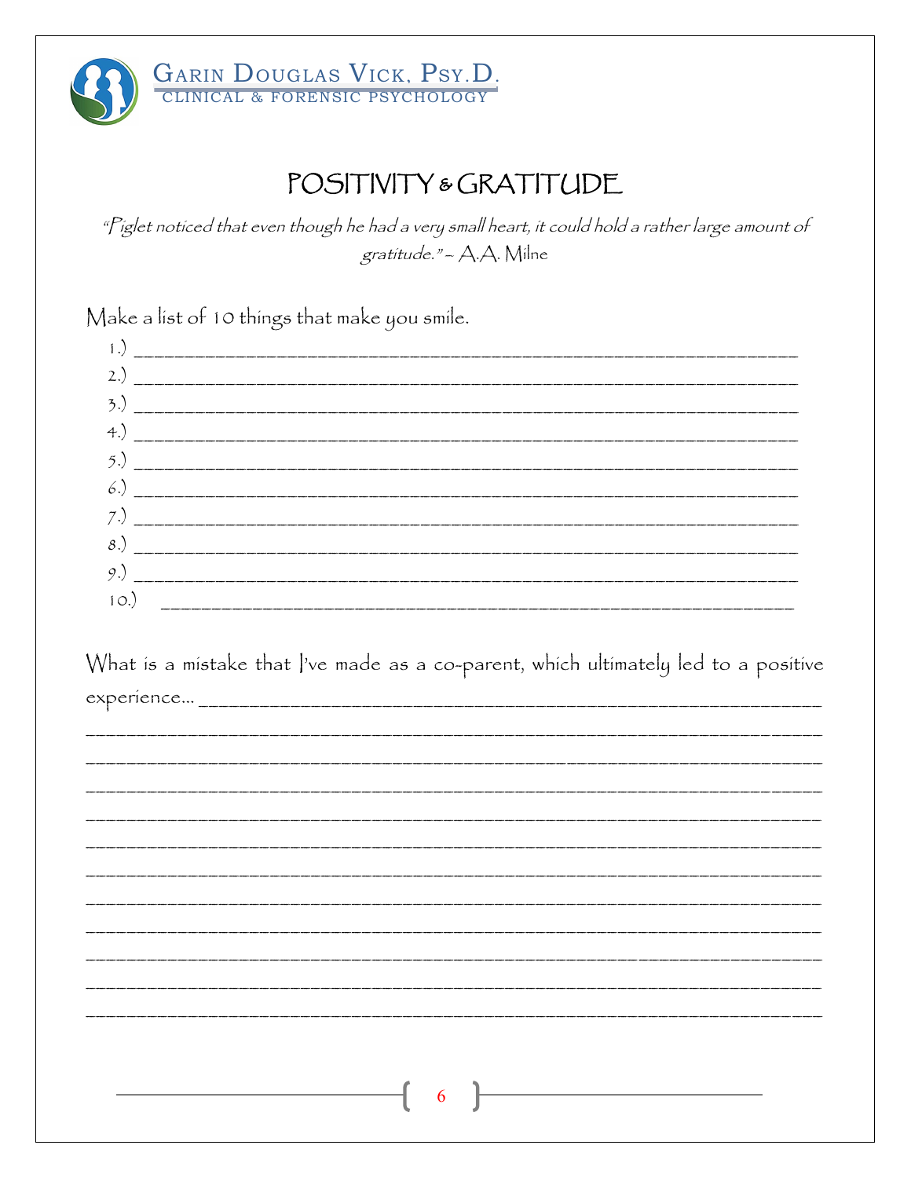# POSITIVITY & GRATITUDE

*"Piglet noticed that even though he had a very small heart, it could hold a rather large amount of gratitude." – A.A. Milne*

Make a list of 10 things that make you smile.

1.) ____________________________________________________________
2.) ____________________________________________________________
3.) ____________________________________________________________
4.) ____________________________________________________________
5.) ____________________________________________________________
6.) ____________________________________________________________
7.) ____________________________________________________________
8.) ____________________________________________________________
9.) ____________________________________________________________
10.) ____________________________________________________________

What is a mistake that I've made as a co-parent, which ultimately led to a positive experience… ____________________________________________________________

____________________________________________________________

____________________________________________________________

____________________________________________________________

____________________________________________________________

____________________________________________________________

____________________________________________________________

____________________________________________________________

____________________________________________________________

____________________________________________________________

____________________________________________________________

____________________________________________________________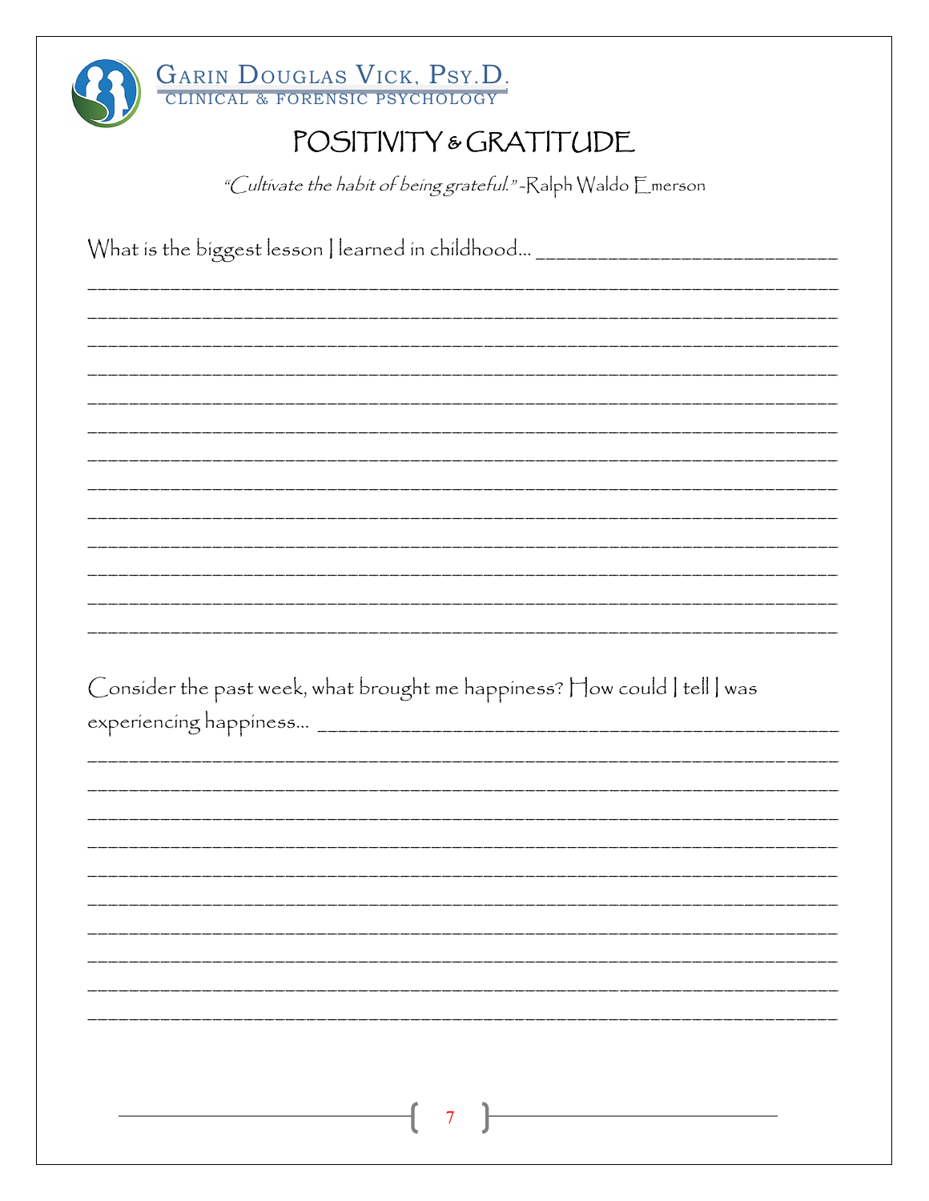# POSITIVITY & GRATITUDE

*"Cultivate the habit of being grateful."* -Ralph Waldo Emerson

What is the biggest lesson I learned in childhood… ___________________________

_______________________________________________________________________________

_______________________________________________________________________________

_______________________________________________________________________________

_______________________________________________________________________________

_______________________________________________________________________________

_______________________________________________________________________________

_______________________________________________________________________________

_______________________________________________________________________________

_______________________________________________________________________________

_______________________________________________________________________________

_______________________________________________________________________________

_______________________________________________________________________________

_______________________________________________________________________________

Consider the past week, what brought me happiness? How could I tell I was experiencing happiness… _____________________________________________

_______________________________________________________________________________

_______________________________________________________________________________

_______________________________________________________________________________

_______________________________________________________________________________

_______________________________________________________________________________

_______________________________________________________________________________

_______________________________________________________________________________

_______________________________________________________________________________

_______________________________________________________________________________

_______________________________________________________________________________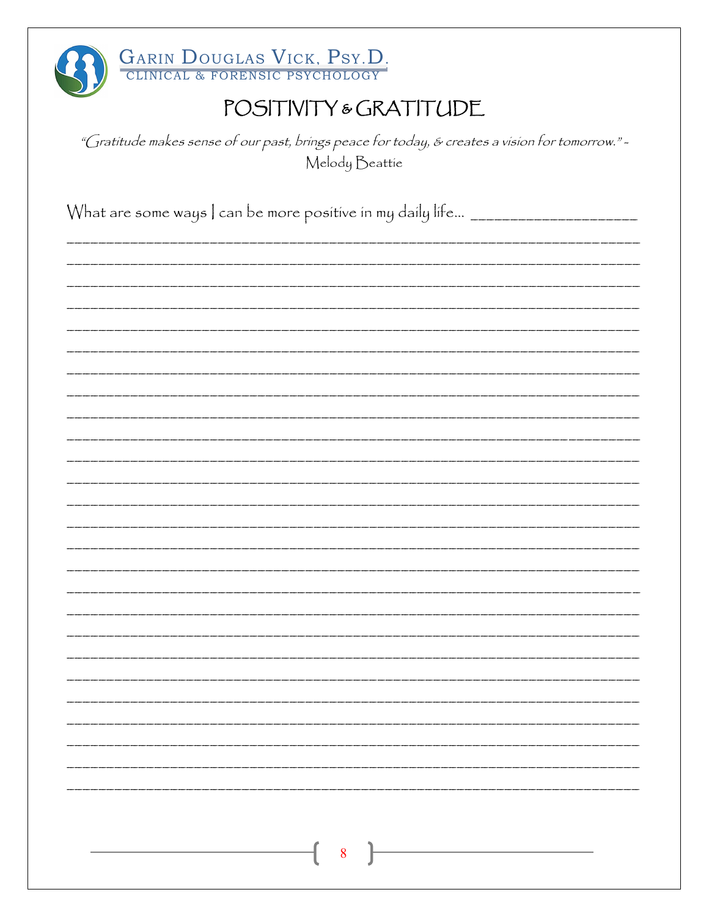# POSITIVITY & GRATITUDE

*"Gratitude makes sense of our past, brings peace for today, & creates a vision for tomorrow." -* Melody Beattie

What are some ways I can be more positive in my daily life… ____________________

________________________________________________________________________________

________________________________________________________________________________

________________________________________________________________________________

________________________________________________________________________________

________________________________________________________________________________

________________________________________________________________________________

________________________________________________________________________________

________________________________________________________________________________

________________________________________________________________________________

________________________________________________________________________________

________________________________________________________________________________

________________________________________________________________________________

________________________________________________________________________________

________________________________________________________________________________

________________________________________________________________________________

________________________________________________________________________________

________________________________________________________________________________

________________________________________________________________________________

________________________________________________________________________________

________________________________________________________________________________

________________________________________________________________________________

________________________________________________________________________________

________________________________________________________________________________

________________________________________________________________________________

________________________________________________________________________________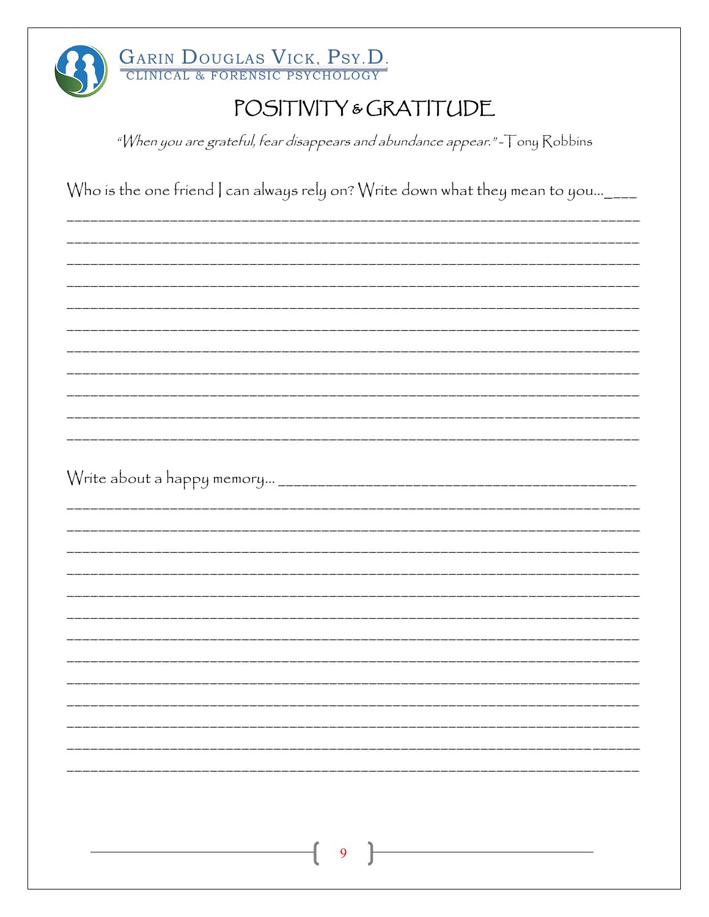# POSITIVITY & GRATITUDE

*"When you are grateful, fear disappears and abundance appear." -Tony Robbins*

Who is the one friend I can always rely on? Write down what they mean to you...____

Write about a happy memory... ___________________________________________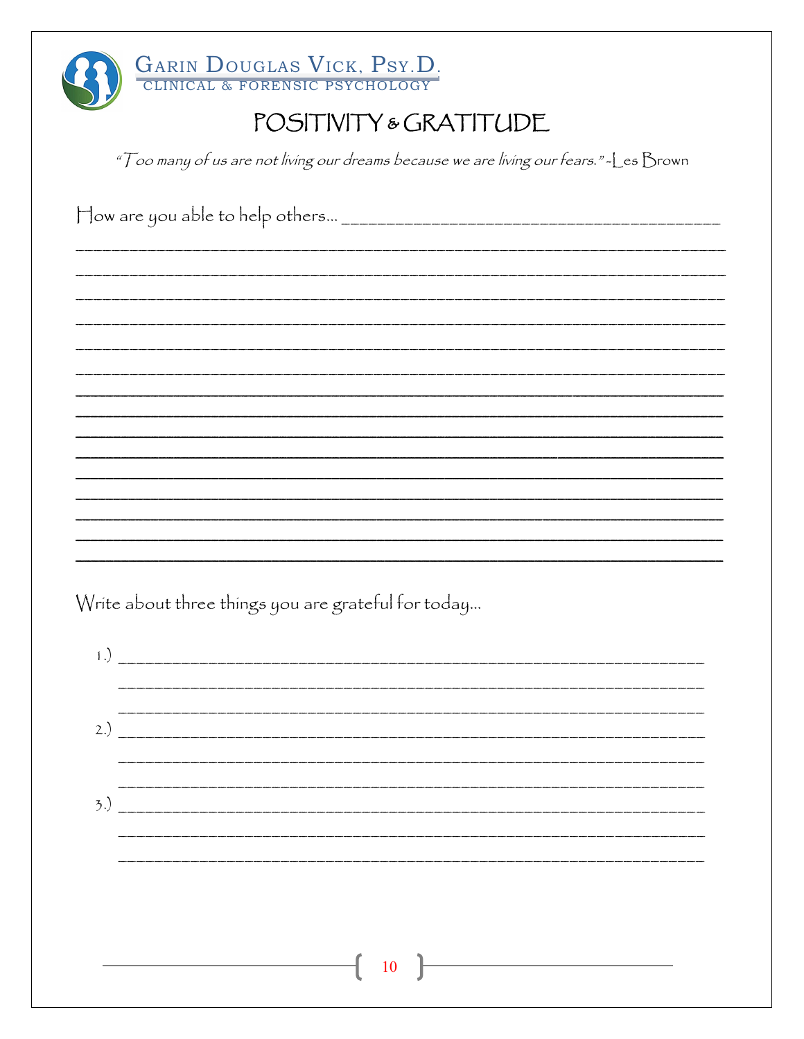# POSITIVITY & GRATITUDE

*"Too many of us are not living our dreams because we are living our fears." -Les Brown*

How are you able to help others... ___________________________________________

______________________________________________________________________________

______________________________________________________________________________

______________________________________________________________________________

______________________________________________________________________________

______________________________________________________________________________

______________________________________________________________________________

______________________________________________________________________________

______________________________________________________________________________

______________________________________________________________________________

______________________________________________________________________________

______________________________________________________________________________

______________________________________________________________________________

______________________________________________________________________________

______________________________________________________________________________

______________________________________________________________________________

Write about three things you are grateful for today...

1.) ______________________________________________________________________

______________________________________________________________________

______________________________________________________________________

2.) ______________________________________________________________________

______________________________________________________________________

______________________________________________________________________

3.) ______________________________________________________________________

______________________________________________________________________

______________________________________________________________________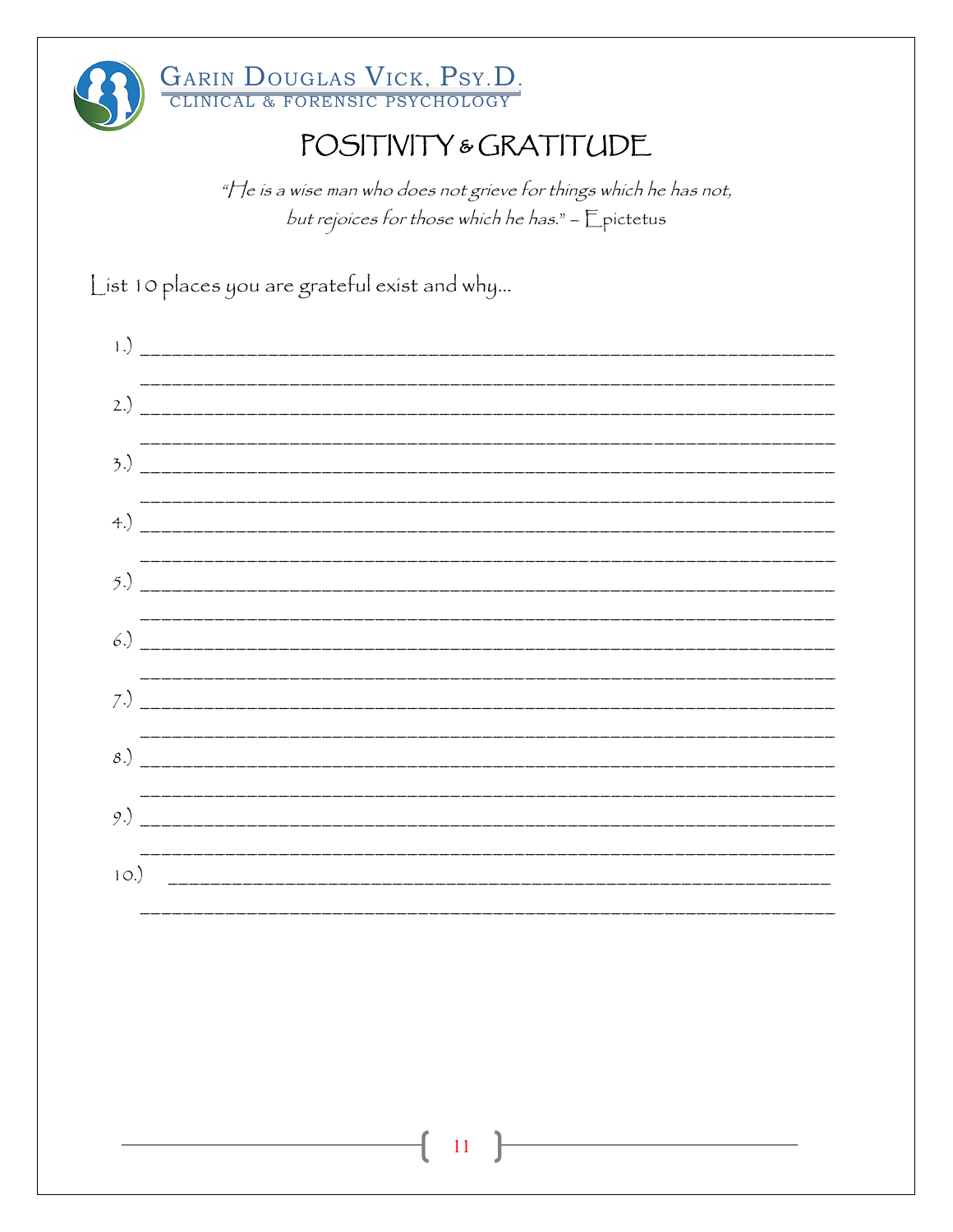# POSITIVITY & GRATITUDE

*"He is a wise man who does not grieve for things which he has not, but rejoices for those which he has." – Epictetus*

List 10 places you are grateful exist and why…

1.) ______________________________________________________________________
______________________________________________________________________

2.) ______________________________________________________________________
______________________________________________________________________

3.) ______________________________________________________________________
______________________________________________________________________

4.) ______________________________________________________________________
______________________________________________________________________

5.) ______________________________________________________________________
______________________________________________________________________

6.) ______________________________________________________________________
______________________________________________________________________

7.) ______________________________________________________________________
______________________________________________________________________

8.) ______________________________________________________________________
______________________________________________________________________

9.) ______________________________________________________________________
______________________________________________________________________

10.) _____________________________________________________________________
______________________________________________________________________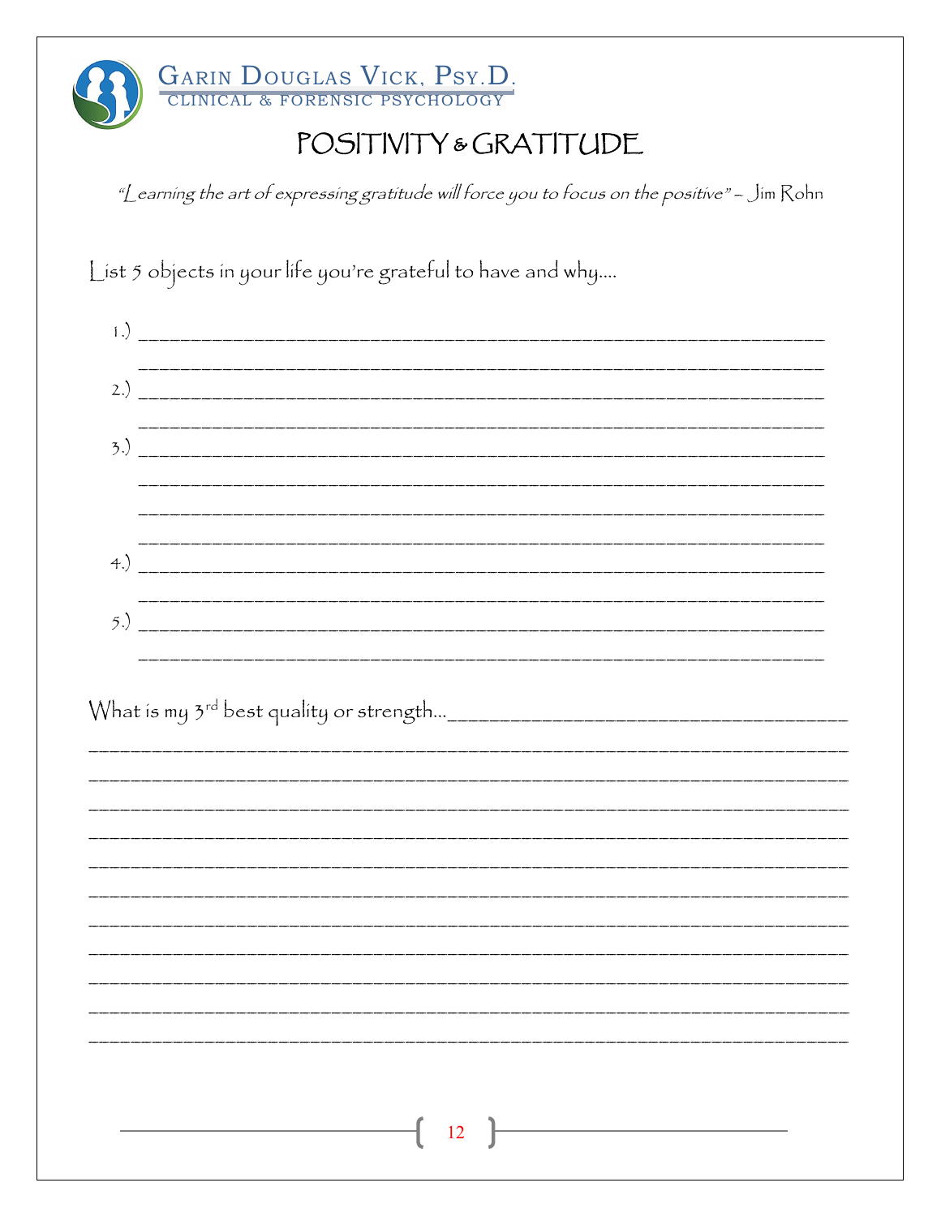Garin Douglas Vick, Psy.D.
Clinical & Forensic Psychology

# POSITIVITY & GRATITUDE

*"Learning the art of expressing gratitude will force you to focus on the positive" – Jim Rohn*

List 5 objects in your life you're grateful to have and why....

1.) ______________________________________________________________
______________________________________________________________

2.) ______________________________________________________________
______________________________________________________________

3.) ______________________________________________________________
______________________________________________________________
______________________________________________________________
______________________________________________________________

4.) ______________________________________________________________
______________________________________________________________

5.) ______________________________________________________________
______________________________________________________________

What is my 3rd best quality or strength...__________________________________
______________________________________________________________
______________________________________________________________
______________________________________________________________
______________________________________________________________
______________________________________________________________
______________________________________________________________
______________________________________________________________
______________________________________________________________
______________________________________________________________
______________________________________________________________
______________________________________________________________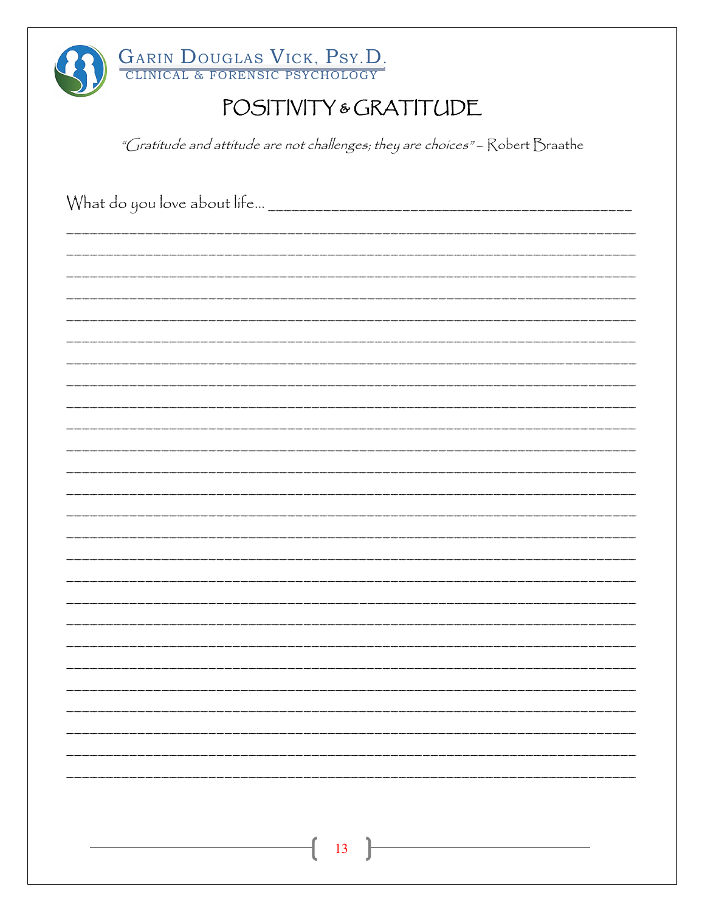# POSITIVITY & GRATITUDE

*"Gratitude and attitude are not challenges; they are choices"* – Robert Braathe

What do you love about life... ___________________________________________

___________________________________________________________________________
___________________________________________________________________________
___________________________________________________________________________
___________________________________________________________________________
___________________________________________________________________________
___________________________________________________________________________
___________________________________________________________________________
___________________________________________________________________________
___________________________________________________________________________
___________________________________________________________________________
___________________________________________________________________________
___________________________________________________________________________
___________________________________________________________________________
___________________________________________________________________________
___________________________________________________________________________
___________________________________________________________________________
___________________________________________________________________________
___________________________________________________________________________
___________________________________________________________________________
___________________________________________________________________________
___________________________________________________________________________
___________________________________________________________________________
___________________________________________________________________________
___________________________________________________________________________
___________________________________________________________________________
___________________________________________________________________________